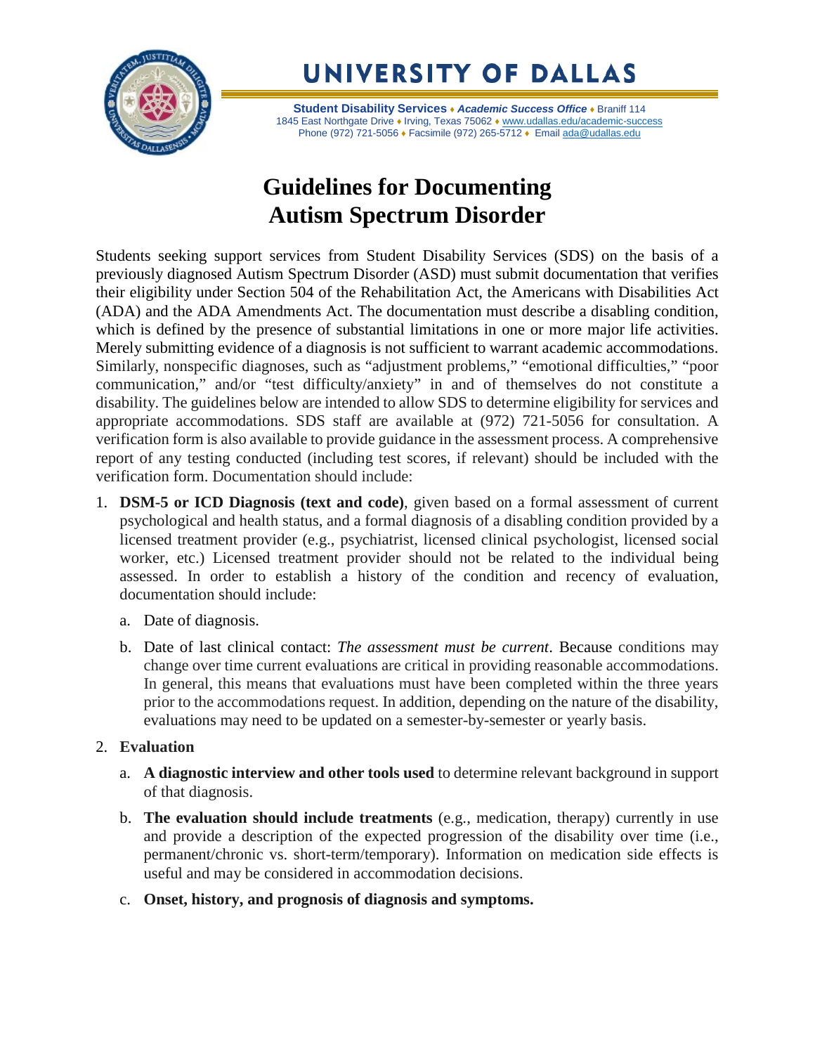# UNIVERSITY OF DALLAS

**Student Disability Services** ♦ ***Academic Success Office*** ♦ Braniff 114
1845 East Northgate Drive ♦ Irving, Texas 75062 ♦ www.udallas.edu/academic-success
Phone (972) 721-5056 ♦ Facsimile (972) 265-5712 ♦ Email ada@udallas.edu

## Guidelines for Documenting Autism Spectrum Disorder

Students seeking support services from Student Disability Services (SDS) on the basis of a previously diagnosed Autism Spectrum Disorder (ASD) must submit documentation that verifies their eligibility under Section 504 of the Rehabilitation Act, the Americans with Disabilities Act (ADA) and the ADA Amendments Act. The documentation must describe a disabling condition, which is defined by the presence of substantial limitations in one or more major life activities. Merely submitting evidence of a diagnosis is not sufficient to warrant academic accommodations. Similarly, nonspecific diagnoses, such as "adjustment problems," "emotional difficulties," "poor communication," and/or "test difficulty/anxiety" in and of themselves do not constitute a disability. The guidelines below are intended to allow SDS to determine eligibility for services and appropriate accommodations. SDS staff are available at (972) 721-5056 for consultation. A verification form is also available to provide guidance in the assessment process. A comprehensive report of any testing conducted (including test scores, if relevant) should be included with the verification form. Documentation should include:

1. **DSM-5 or ICD Diagnosis (text and code)**, given based on a formal assessment of current psychological and health status, and a formal diagnosis of a disabling condition provided by a licensed treatment provider (e.g., psychiatrist, licensed clinical psychologist, licensed social worker, etc.) Licensed treatment provider should not be related to the individual being assessed. In order to establish a history of the condition and recency of evaluation, documentation should include:
   a. Date of diagnosis.
   b. Date of last clinical contact: *The assessment must be current*. Because conditions may change over time current evaluations are critical in providing reasonable accommodations. In general, this means that evaluations must have been completed within the three years prior to the accommodations request. In addition, depending on the nature of the disability, evaluations may need to be updated on a semester-by-semester or yearly basis.
2. **Evaluation**
   a. **A diagnostic interview and other tools used** to determine relevant background in support of that diagnosis.
   b. **The evaluation should include treatments** (e.g., medication, therapy) currently in use and provide a description of the expected progression of the disability over time (i.e., permanent/chronic vs. short-term/temporary). Information on medication side effects is useful and may be considered in accommodation decisions.
   c. **Onset, history, and prognosis of diagnosis and symptoms.**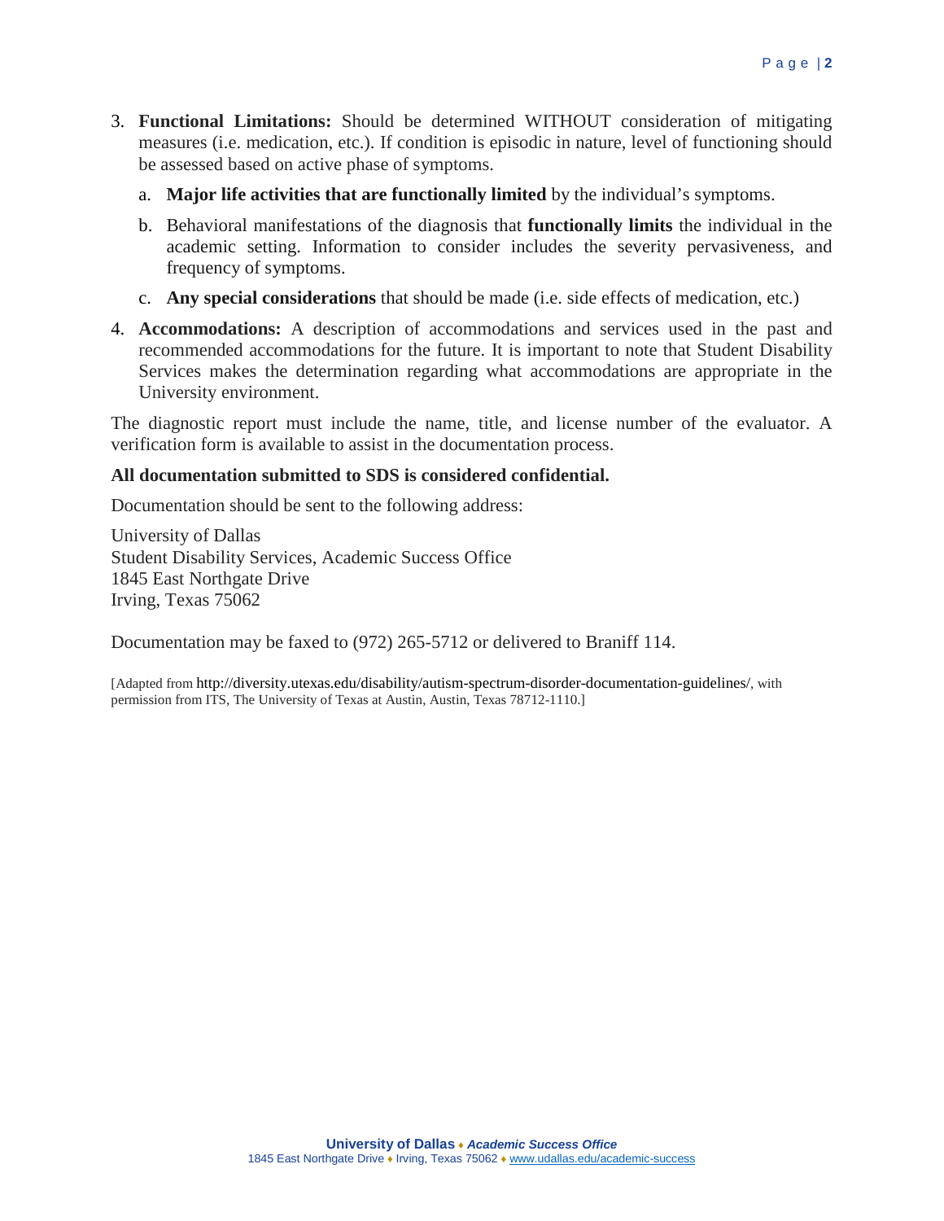3. **Functional Limitations:** Should be determined WITHOUT consideration of mitigating measures (i.e. medication, etc.). If condition is episodic in nature, level of functioning should be assessed based on active phase of symptoms.
   a. **Major life activities that are functionally limited** by the individual's symptoms.
   b. Behavioral manifestations of the diagnosis that **functionally limits** the individual in the academic setting. Information to consider includes the severity pervasiveness, and frequency of symptoms.
   c. **Any special considerations** that should be made (i.e. side effects of medication, etc.)
4. **Accommodations:** A description of accommodations and services used in the past and recommended accommodations for the future. It is important to note that Student Disability Services makes the determination regarding what accommodations are appropriate in the University environment.

The diagnostic report must include the name, title, and license number of the evaluator. A verification form is available to assist in the documentation process.

**All documentation submitted to SDS is considered confidential.**

Documentation should be sent to the following address:

University of Dallas
Student Disability Services, Academic Success Office
1845 East Northgate Drive
Irving, Texas 75062

Documentation may be faxed to (972) 265-5712 or delivered to Braniff 114.

[Adapted from http://diversity.utexas.edu/disability/autism-spectrum-disorder-documentation-guidelines/, with permission from ITS, The University of Texas at Austin, Austin, Texas 78712-1110.]